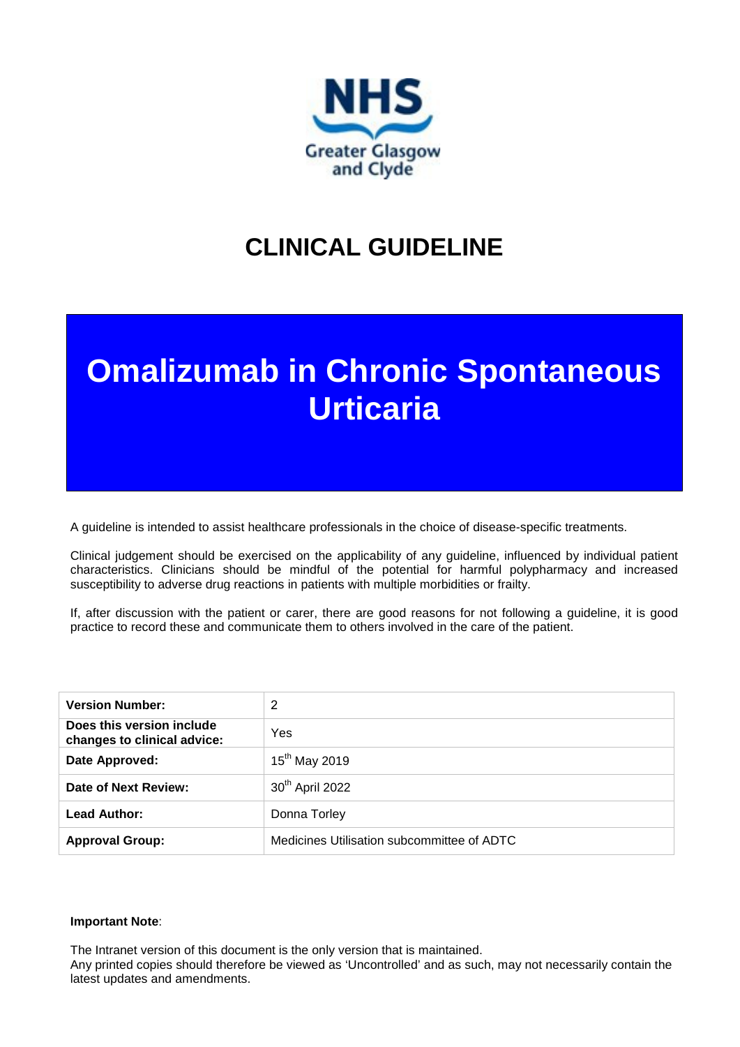NHS Greater Glasgow and Clyde

# CLINICAL GUIDELINE

# Omalizumab in Chronic Spontaneous Urticaria

A guideline is intended to assist healthcare professionals in the choice of disease-specific treatments.

Clinical judgement should be exercised on the applicability of any guideline, influenced by individual patient characteristics. Clinicians should be mindful of the potential for harmful polypharmacy and increased susceptibility to adverse drug reactions in patients with multiple morbidities or frailty.

If, after discussion with the patient or carer, there are good reasons for not following a guideline, it is good practice to record these and communicate them to others involved in the care of the patient.

| | |
|---|---|
| **Version Number:** | 2 |
| **Does this version include changes to clinical advice:** | Yes |
| **Date Approved:** | 15th May 2019 |
| **Date of Next Review:** | 30th April 2022 |
| **Lead Author:** | Donna Torley |
| **Approval Group:** | Medicines Utilisation subcommittee of ADTC |

**Important Note**:

The Intranet version of this document is the only version that is maintained.
Any printed copies should therefore be viewed as 'Uncontrolled' and as such, may not necessarily contain the latest updates and amendments.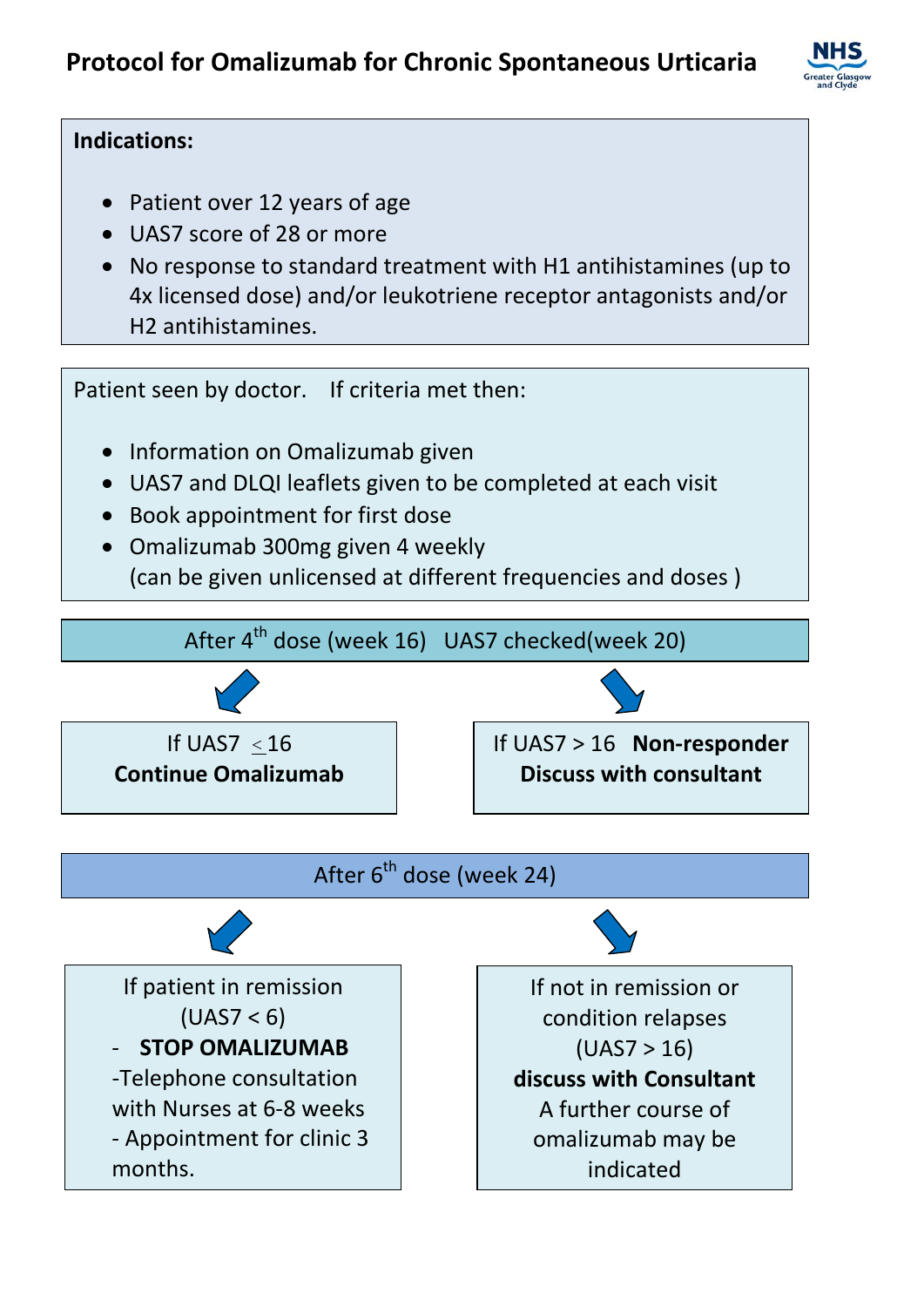# Protocol for Omalizumab for Chronic Spontaneous Urticaria

**Indications:**

- Patient over 12 years of age
- UAS7 score of 28 or more
- No response to standard treatment with H1 antihistamines (up to 4x licensed dose) and/or leukotriene receptor antagonists and/or H2 antihistamines.

Patient seen by doctor. If criteria met then:

- Information on Omalizumab given
- UAS7 and DLQI leaflets given to be completed at each visit
- Book appointment for first dose
- Omalizumab 300mg given 4 weekly
  (can be given unlicensed at different frequencies and doses )

After 4th dose (week 16) UAS7 checked(week 20)

If UAS7 $\leq$ 16
**Continue Omalizumab**

If UAS7 > 16 **Non-responder**
**Discuss with consultant**

After 6th dose (week 24)

If patient in remission (UAS7 < 6)
- **STOP OMALIZUMAB**
- Telephone consultation with Nurses at 6-8 weeks
- Appointment for clinic 3 months.

If not in remission or condition relapses (UAS7 > 16)
**discuss with Consultant**
A further course of omalizumab may be indicated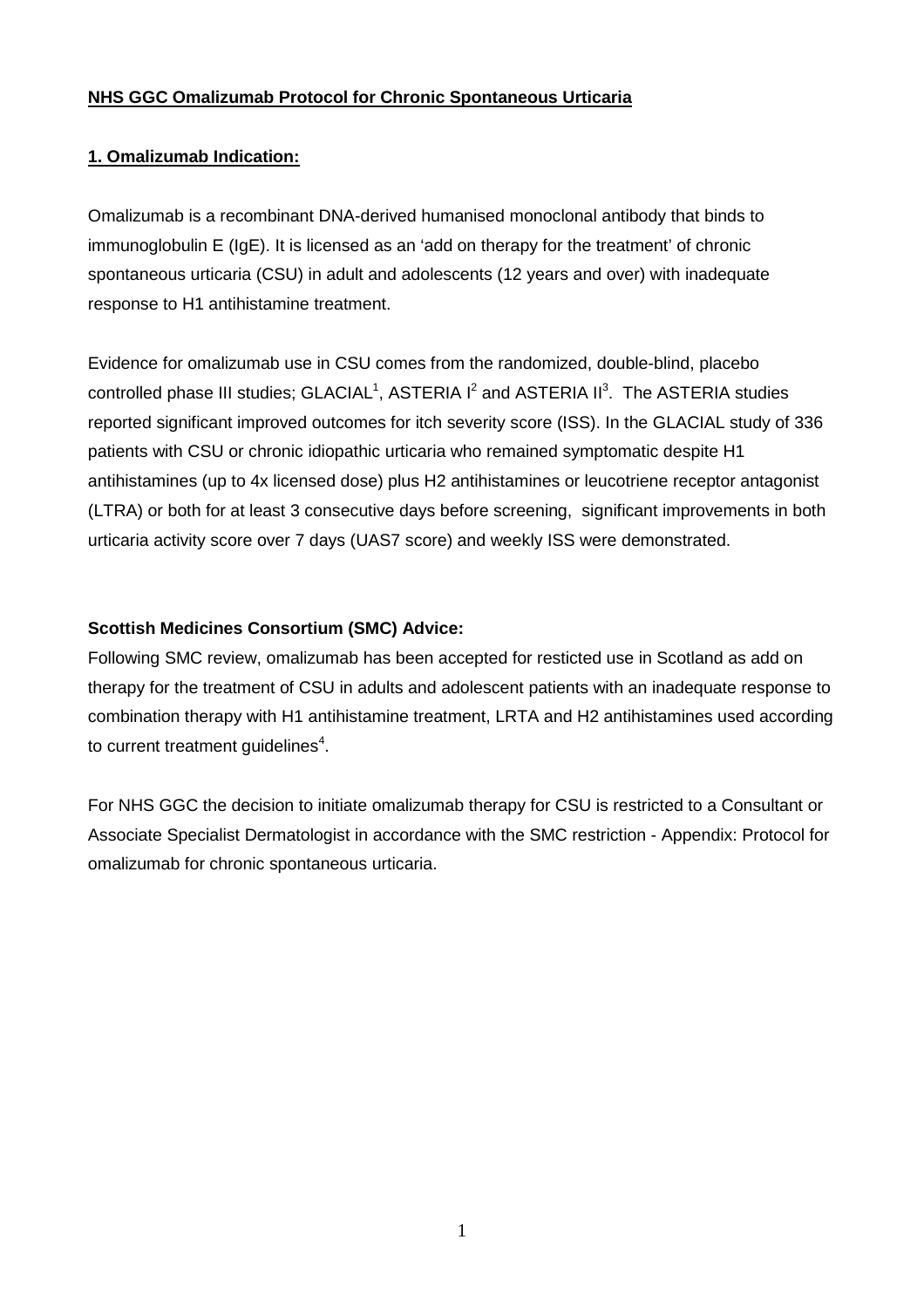**NHS GGC Omalizumab Protocol for Chronic Spontaneous Urticaria**

**1. Omalizumab Indication:**

Omalizumab is a recombinant DNA-derived humanised monoclonal antibody that binds to immunoglobulin E (IgE). It is licensed as an 'add on therapy for the treatment' of chronic spontaneous urticaria (CSU) in adult and adolescents (12 years and over) with inadequate response to H1 antihistamine treatment.

Evidence for omalizumab use in CSU comes from the randomized, double-blind, placebo controlled phase III studies; GLACIAL[1], ASTERIA I[2] and ASTERIA II[3]. The ASTERIA studies reported significant improved outcomes for itch severity score (ISS). In the GLACIAL study of 336 patients with CSU or chronic idiopathic urticaria who remained symptomatic despite H1 antihistamines (up to 4x licensed dose) plus H2 antihistamines or leucotriene receptor antagonist (LTRA) or both for at least 3 consecutive days before screening, significant improvements in both urticaria activity score over 7 days (UAS7 score) and weekly ISS were demonstrated.

**Scottish Medicines Consortium (SMC) Advice:**

Following SMC review, omalizumab has been accepted for resticted use in Scotland as add on therapy for the treatment of CSU in adults and adolescent patients with an inadequate response to combination therapy with H1 antihistamine treatment, LRTA and H2 antihistamines used according to current treatment guidelines[4].

For NHS GGC the decision to initiate omalizumab therapy for CSU is restricted to a Consultant or Associate Specialist Dermatologist in accordance with the SMC restriction - Appendix: Protocol for omalizumab for chronic spontaneous urticaria.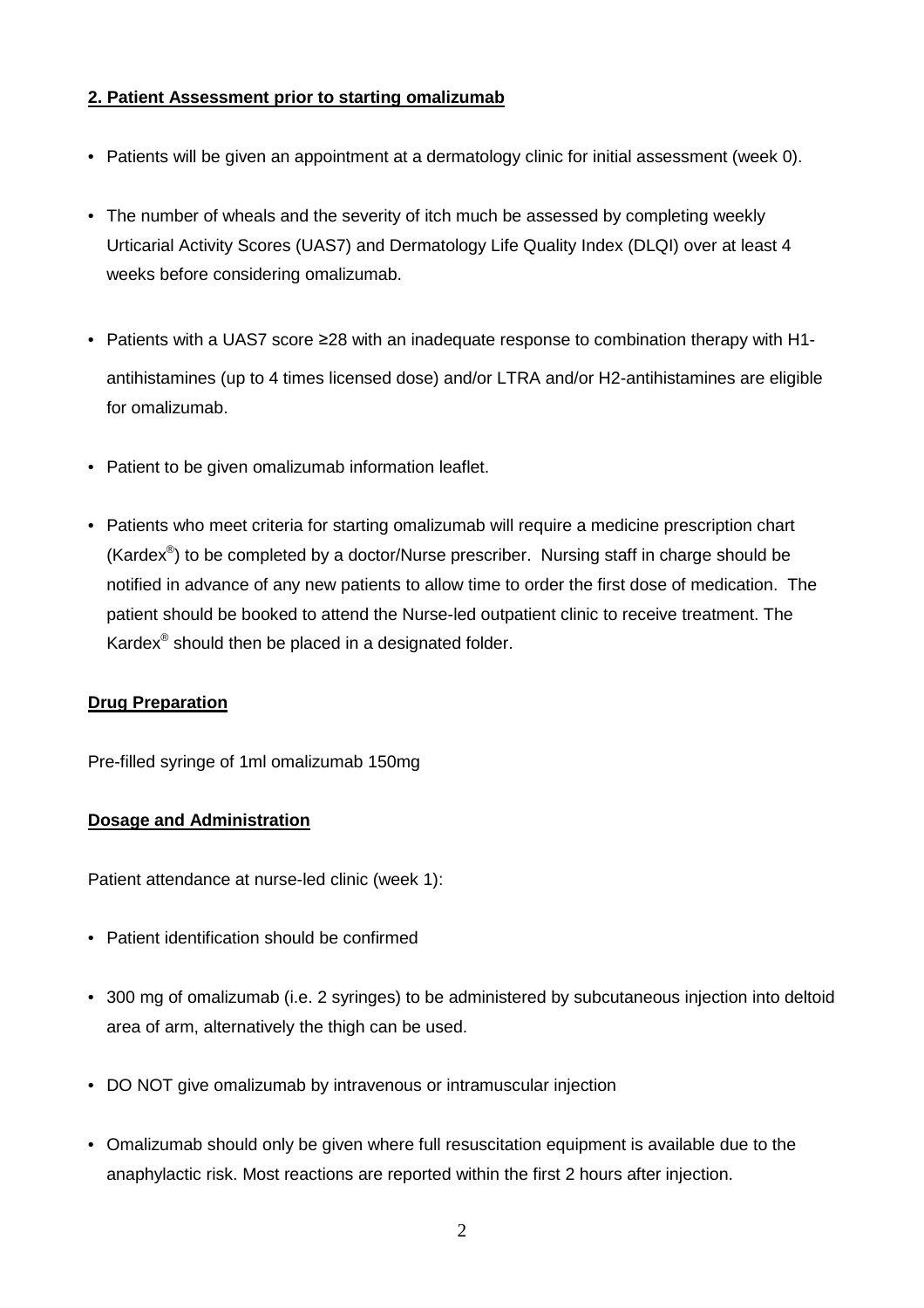**2. Patient Assessment prior to starting omalizumab**

- Patients will be given an appointment at a dermatology clinic for initial assessment (week 0).
- The number of wheals and the severity of itch much be assessed by completing weekly Urticarial Activity Scores (UAS7) and Dermatology Life Quality Index (DLQI) over at least 4 weeks before considering omalizumab.
- Patients with a UAS7 score ≥28 with an inadequate response to combination therapy with H1-antihistamines (up to 4 times licensed dose) and/or LTRA and/or H2-antihistamines are eligible for omalizumab.
- Patient to be given omalizumab information leaflet.
- Patients who meet criteria for starting omalizumab will require a medicine prescription chart (Kardex®) to be completed by a doctor/Nurse prescriber. Nursing staff in charge should be notified in advance of any new patients to allow time to order the first dose of medication. The patient should be booked to attend the Nurse-led outpatient clinic to receive treatment. The Kardex® should then be placed in a designated folder.

**Drug Preparation**

Pre-filled syringe of 1ml omalizumab 150mg

**Dosage and Administration**

Patient attendance at nurse-led clinic (week 1):

- Patient identification should be confirmed
- 300 mg of omalizumab (i.e. 2 syringes) to be administered by subcutaneous injection into deltoid area of arm, alternatively the thigh can be used.
- DO NOT give omalizumab by intravenous or intramuscular injection
- Omalizumab should only be given where full resuscitation equipment is available due to the anaphylactic risk. Most reactions are reported within the first 2 hours after injection.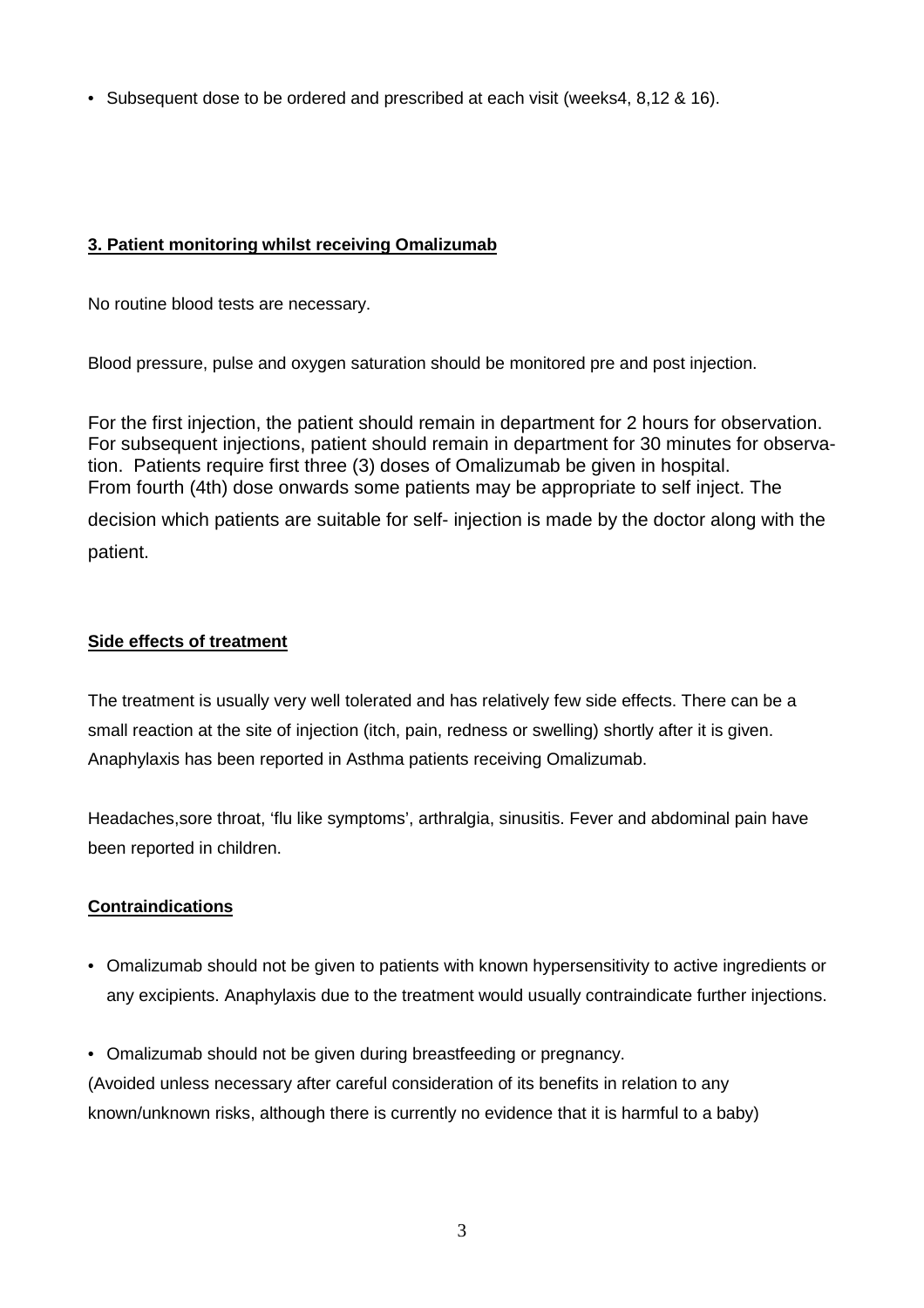- Subsequent dose to be ordered and prescribed at each visit (weeks4, 8,12 & 16).

### 3. Patient monitoring whilst receiving Omalizumab

No routine blood tests are necessary.

Blood pressure, pulse and oxygen saturation should be monitored pre and post injection.

For the first injection, the patient should remain in department for 2 hours for observation. For subsequent injections, patient should remain in department for 30 minutes for observation. Patients require first three (3) doses of Omalizumab be given in hospital. From fourth (4th) dose onwards some patients may be appropriate to self inject. The decision which patients are suitable for self- injection is made by the doctor along with the patient.

### Side effects of treatment

The treatment is usually very well tolerated and has relatively few side effects. There can be a small reaction at the site of injection (itch, pain, redness or swelling) shortly after it is given. Anaphylaxis has been reported in Asthma patients receiving Omalizumab.

Headaches,sore throat, 'flu like symptoms', arthralgia, sinusitis. Fever and abdominal pain have been reported in children.

### Contraindications

- Omalizumab should not be given to patients with known hypersensitivity to active ingredients or any excipients. Anaphylaxis due to the treatment would usually contraindicate further injections.
- Omalizumab should not be given during breastfeeding or pregnancy.

(Avoided unless necessary after careful consideration of its benefits in relation to any known/unknown risks, although there is currently no evidence that it is harmful to a baby)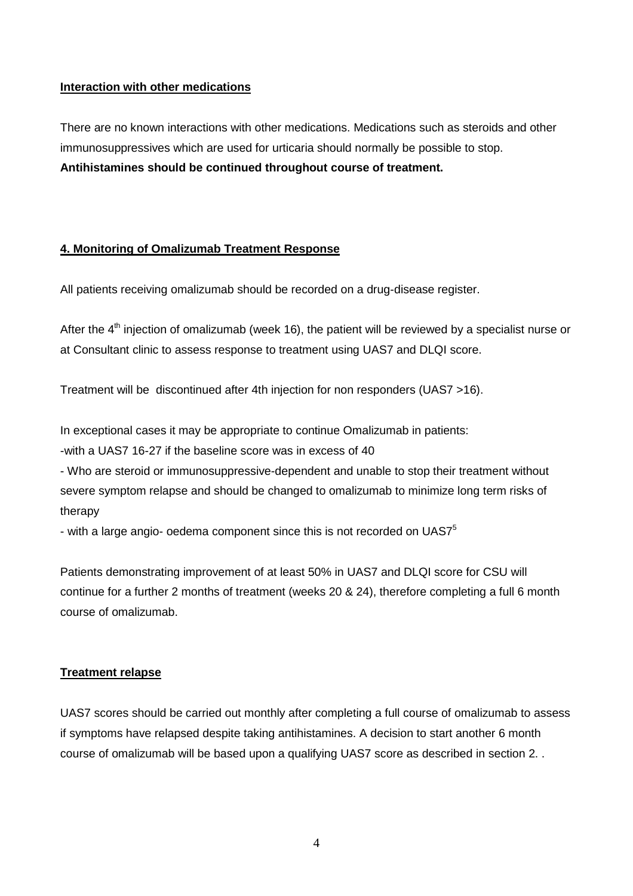**Interaction with other medications**

There are no known interactions with other medications. Medications such as steroids and other immunosuppressives which are used for urticaria should normally be possible to stop. **Antihistamines should be continued throughout course of treatment.**

## 4. Monitoring of Omalizumab Treatment Response

All patients receiving omalizumab should be recorded on a drug-disease register.

After the 4th injection of omalizumab (week 16), the patient will be reviewed by a specialist nurse or at Consultant clinic to assess response to treatment using UAS7 and DLQI score.

Treatment will be discontinued after 4th injection for non responders (UAS7 >16).

In exceptional cases it may be appropriate to continue Omalizumab in patients:

-with a UAS7 16-27 if the baseline score was in excess of 40

- Who are steroid or immunosuppressive-dependent and unable to stop their treatment without severe symptom relapse and should be changed to omalizumab to minimize long term risks of therapy

- with a large angio- oedema component since this is not recorded on UAS7[5]

Patients demonstrating improvement of at least 50% in UAS7 and DLQI score for CSU will continue for a further 2 months of treatment (weeks 20 & 24), therefore completing a full 6 month course of omalizumab.

**Treatment relapse**

UAS7 scores should be carried out monthly after completing a full course of omalizumab to assess if symptoms have relapsed despite taking antihistamines. A decision to start another 6 month course of omalizumab will be based upon a qualifying UAS7 score as described in section 2. .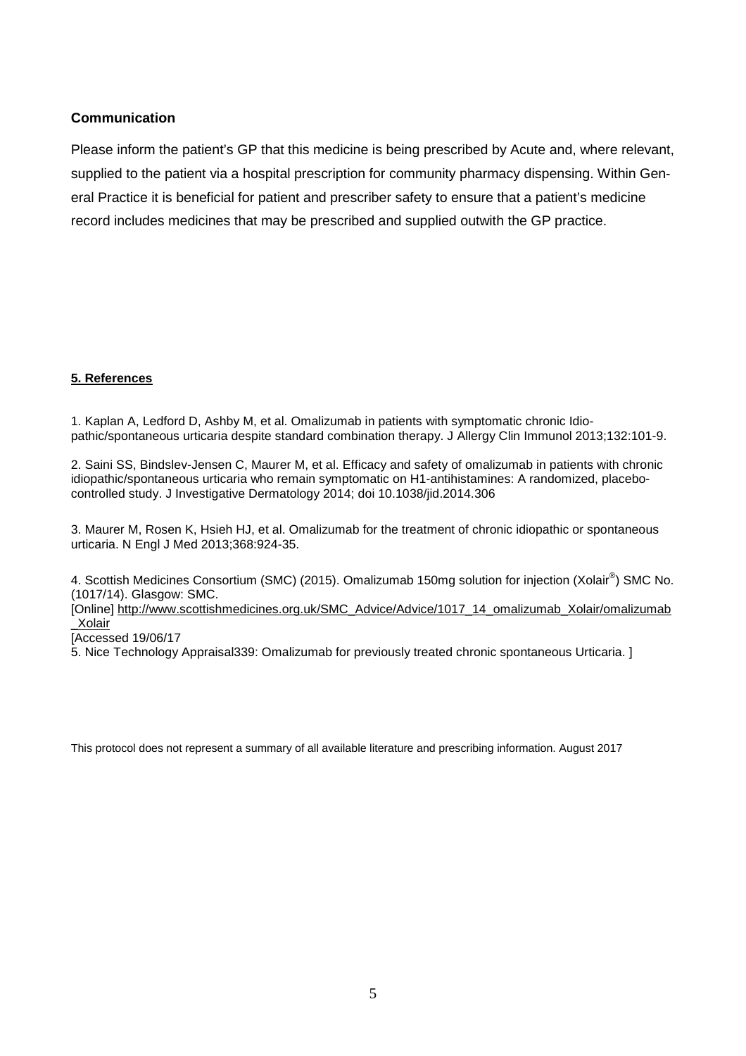### Communication

Please inform the patient's GP that this medicine is being prescribed by Acute and, where relevant, supplied to the patient via a hospital prescription for community pharmacy dispensing. Within General Practice it is beneficial for patient and prescriber safety to ensure that a patient's medicine record includes medicines that may be prescribed and supplied outwith the GP practice.

## 5. References

1. Kaplan A, Ledford D, Ashby M, et al. Omalizumab in patients with symptomatic chronic Idiopathic/spontaneous urticaria despite standard combination therapy. J Allergy Clin Immunol 2013;132:101-9.

2. Saini SS, Bindslev-Jensen C, Maurer M, et al. Efficacy and safety of omalizumab in patients with chronic idiopathic/spontaneous urticaria who remain symptomatic on H1-antihistamines: A randomized, placebo-controlled study. J Investigative Dermatology 2014; doi 10.1038/jid.2014.306

3. Maurer M, Rosen K, Hsieh HJ, et al. Omalizumab for the treatment of chronic idiopathic or spontaneous urticaria. N Engl J Med 2013;368:924-35.

4. Scottish Medicines Consortium (SMC) (2015). Omalizumab 150mg solution for injection (Xolair®) SMC No. (1017/14). Glasgow: SMC.
[Online] http://www.scottishmedicines.org.uk/SMC_Advice/Advice/1017_14_omalizumab_Xolair/omalizumab_Xolair
[Accessed 19/06/17

5. Nice Technology Appraisal339: Omalizumab for previously treated chronic spontaneous Urticaria. ]

This protocol does not represent a summary of all available literature and prescribing information. August 2017